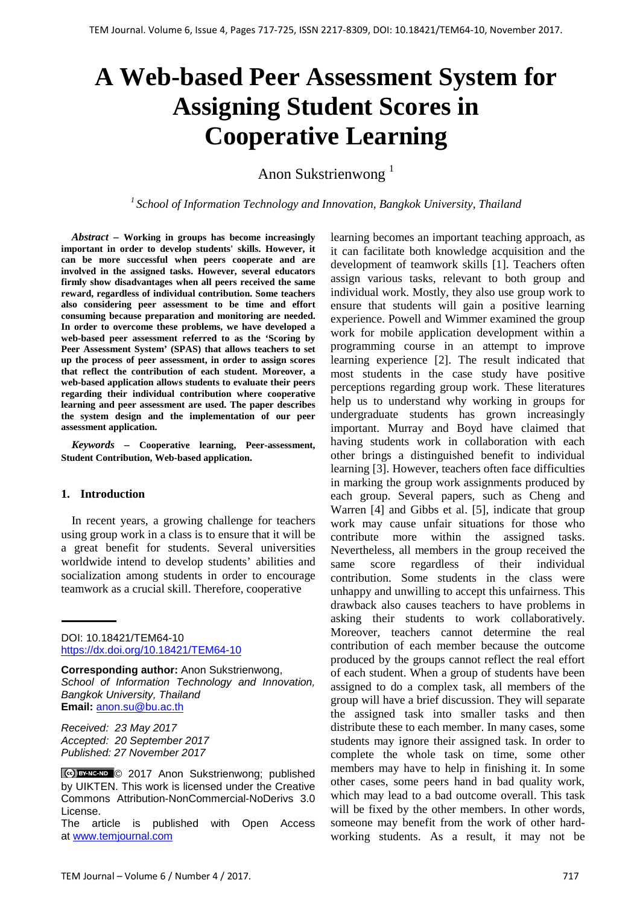# A Web-based Peer Assessment System for Assigning Student Scores in Cooperative Learning

Anon Sukstrienwong [1]

[1] *School of Information Technology and Innovation, Bangkok University, Thailand*

***Abstract*** **– Working in groups has become increasingly important in order to develop students' skills. However, it can be more successful when peers cooperate and are involved in the assigned tasks. However, several educators firmly show disadvantages when all peers received the same reward, regardless of individual contribution. Some teachers also considering peer assessment to be time and effort consuming because preparation and monitoring are needed. In order to overcome these problems, we have developed a web-based peer assessment referred to as the 'Scoring by Peer Assessment System' (SPAS) that allows teachers to set up the process of peer assessment, in order to assign scores that reflect the contribution of each student. Moreover, a web-based application allows students to evaluate their peers regarding their individual contribution where cooperative learning and peer assessment are used. The paper describes the system design and the implementation of our peer assessment application.**

***Keywords*** **– Cooperative learning, Peer-assessment, Student Contribution, Web-based application.**

## 1. Introduction

In recent years, a growing challenge for teachers using group work in a class is to ensure that it will be a great benefit for students. Several universities worldwide intend to develop students' abilities and socialization among students in order to encourage teamwork as a crucial skill. Therefore, cooperative learning becomes an important teaching approach, as it can facilitate both knowledge acquisition and the development of teamwork skills [1]. Teachers often assign various tasks, relevant to both group and individual work. Mostly, they also use group work to ensure that students will gain a positive learning experience. Powell and Wimmer examined the group work for mobile application development within a programming course in an attempt to improve learning experience [2]. The result indicated that most students in the case study have positive perceptions regarding group work. These literatures help us to understand why working in groups for undergraduate students has grown increasingly important. Murray and Boyd have claimed that having students work in collaboration with each other brings a distinguished benefit to individual learning [3]. However, teachers often face difficulties in marking the group work assignments produced by each group. Several papers, such as Cheng and Warren [4] and Gibbs et al. [5], indicate that group work may cause unfair situations for those who contribute more within the assigned tasks. Nevertheless, all members in the group received the same score regardless of their individual contribution. Some students in the class were unhappy and unwilling to accept this unfairness. This drawback also causes teachers to have problems in asking their students to work collaboratively. Moreover, teachers cannot determine the real contribution of each member because the outcome produced by the groups cannot reflect the real effort of each student. When a group of students have been assigned to do a complex task, all members of the group will have a brief discussion. They will separate the assigned task into smaller tasks and then distribute these to each member. In many cases, some students may ignore their assigned task. In order to complete the whole task on time, some other members may have to help in finishing it. In some other cases, some peers hand in bad quality work, which may lead to a bad outcome overall. This task will be fixed by the other members. In other words, someone may benefit from the work of other hard-working students. As a result, it may not be

---

DOI: 10.18421/TEM64-10
https://dx.doi.org/10.18421/TEM64-10

**Corresponding author:** Anon Sukstrienwong,
*School of Information Technology and Innovation, Bangkok University, Thailand*
**Email:** anon.su@bu.ac.th

*Received: 23 May 2017*
*Accepted: 20 September 2017*
*Published: 27 November 2017*

© 2017 Anon Sukstrienwong; published by UIKTEN. This work is licensed under the Creative Commons Attribution-NonCommercial-NoDerivs 3.0 License.

The article is published with Open Access at www.temjournal.com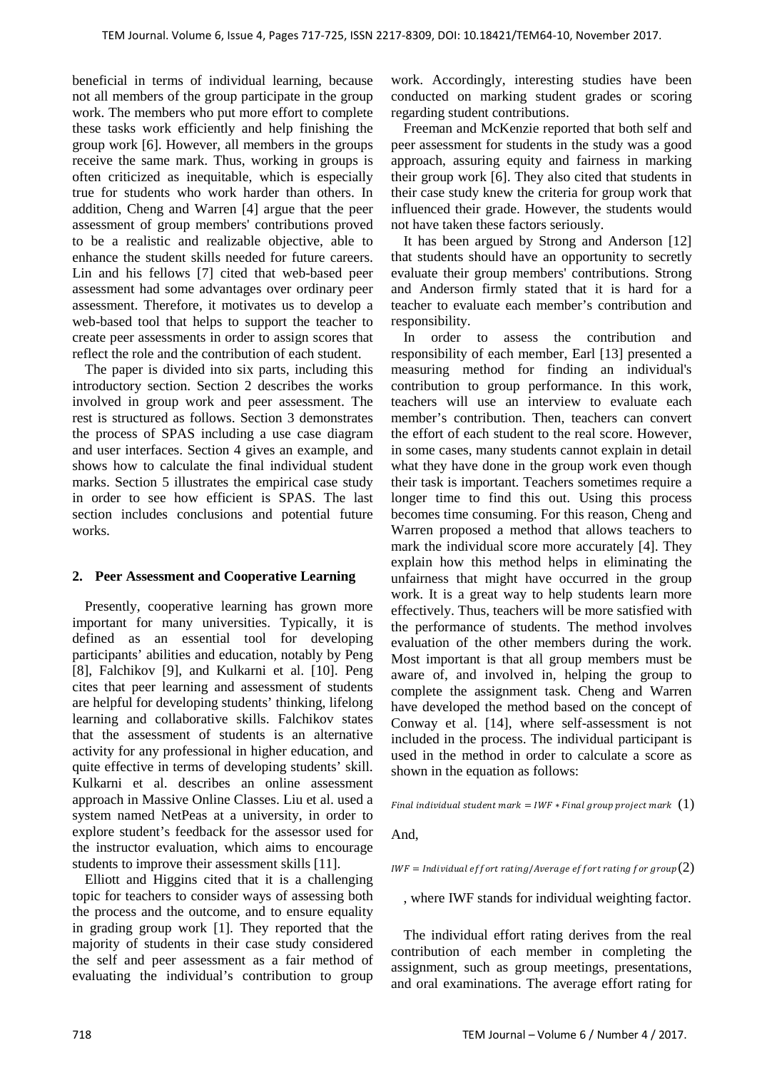beneficial in terms of individual learning, because not all members of the group participate in the group work. The members who put more effort to complete these tasks work efficiently and help finishing the group work [6]. However, all members in the groups receive the same mark. Thus, working in groups is often criticized as inequitable, which is especially true for students who work harder than others. In addition, Cheng and Warren [4] argue that the peer assessment of group members' contributions proved to be a realistic and realizable objective, able to enhance the student skills needed for future careers. Lin and his fellows [7] cited that web-based peer assessment had some advantages over ordinary peer assessment. Therefore, it motivates us to develop a web-based tool that helps to support the teacher to create peer assessments in order to assign scores that reflect the role and the contribution of each student.

The paper is divided into six parts, including this introductory section. Section 2 describes the works involved in group work and peer assessment. The rest is structured as follows. Section 3 demonstrates the process of SPAS including a use case diagram and user interfaces. Section 4 gives an example, and shows how to calculate the final individual student marks. Section 5 illustrates the empirical case study in order to see how efficient is SPAS. The last section includes conclusions and potential future works.

## 2. Peer Assessment and Cooperative Learning

Presently, cooperative learning has grown more important for many universities. Typically, it is defined as an essential tool for developing participants' abilities and education, notably by Peng [8], Falchikov [9], and Kulkarni et al. [10]. Peng cites that peer learning and assessment of students are helpful for developing students' thinking, lifelong learning and collaborative skills. Falchikov states that the assessment of students is an alternative activity for any professional in higher education, and quite effective in terms of developing students' skill. Kulkarni et al. describes an online assessment approach in Massive Online Classes. Liu et al. used a system named NetPeas at a university, in order to explore student's feedback for the assessor used for the instructor evaluation, which aims to encourage students to improve their assessment skills [11].

Elliott and Higgins cited that it is a challenging topic for teachers to consider ways of assessing both the process and the outcome, and to ensure equality in grading group work [1]. They reported that the majority of students in their case study considered the self and peer assessment as a fair method of evaluating the individual's contribution to group work. Accordingly, interesting studies have been conducted on marking student grades or scoring regarding student contributions.

Freeman and McKenzie reported that both self and peer assessment for students in the study was a good approach, assuring equity and fairness in marking their group work [6]. They also cited that students in their case study knew the criteria for group work that influenced their grade. However, the students would not have taken these factors seriously.

It has been argued by Strong and Anderson [12] that students should have an opportunity to secretly evaluate their group members' contributions. Strong and Anderson firmly stated that it is hard for a teacher to evaluate each member's contribution and responsibility.

In order to assess the contribution and responsibility of each member, Earl [13] presented a measuring method for finding an individual's contribution to group performance. In this work, teachers will use an interview to evaluate each member's contribution. Then, teachers can convert the effort of each student to the real score. However, in some cases, many students cannot explain in detail what they have done in the group work even though their task is important. Teachers sometimes require a longer time to find this out. Using this process becomes time consuming. For this reason, Cheng and Warren proposed a method that allows teachers to mark the individual score more accurately [4]. They explain how this method helps in eliminating the unfairness that might have occurred in the group work. It is a great way to help students learn more effectively. Thus, teachers will be more satisfied with the performance of students. The method involves evaluation of the other members during the work. Most important is that all group members must be aware of, and involved in, helping the group to complete the assignment task. Cheng and Warren have developed the method based on the concept of Conway et al. [14], where self-assessment is not included in the process. The individual participant is used in the method in order to calculate a score as shown in the equation as follows:

$$Final\ individual\ student\ mark = IWF * Final\ group\ project\ mark \quad (1)$$

And,

$$IWF = Individual\ effort\ rating / Average\ effort\ rating\ for\ group \quad (2)$$

, where IWF stands for individual weighting factor.

The individual effort rating derives from the real contribution of each member in completing the assignment, such as group meetings, presentations, and oral examinations. The average effort rating for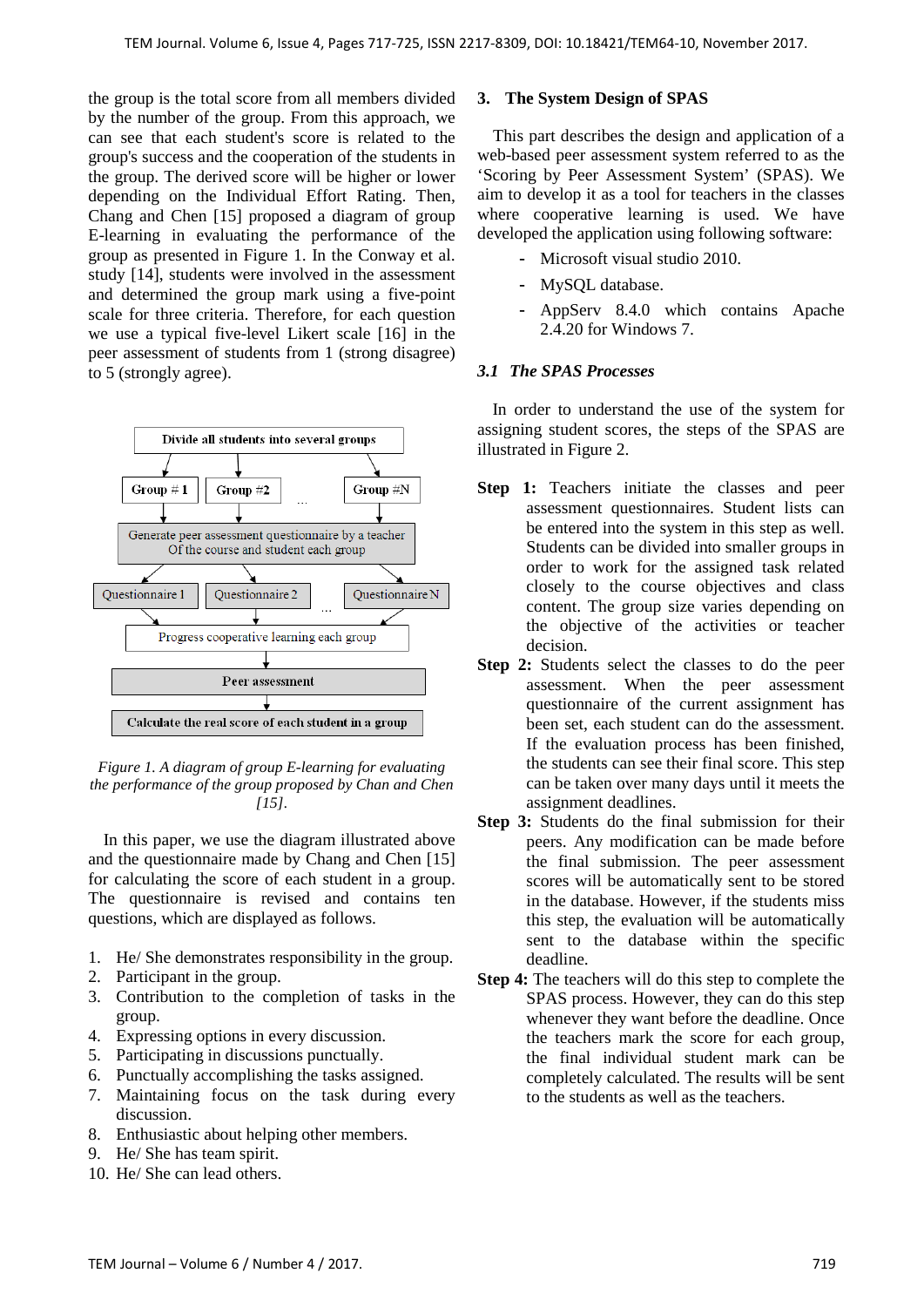the group is the total score from all members divided by the number of the group. From this approach, we can see that each student's score is related to the group's success and the cooperation of the students in the group. The derived score will be higher or lower depending on the Individual Effort Rating. Then, Chang and Chen [15] proposed a diagram of group E-learning in evaluating the performance of the group as presented in Figure 1. In the Conway et al. study [14], students were involved in the assessment and determined the group mark using a five-point scale for three criteria. Therefore, for each question we use a typical five-level Likert scale [16] in the peer assessment of students from 1 (strong disagree) to 5 (strongly agree).

Divide all students into several groups

Group # 1 | Group #2 | ... | Group #N

Generate peer assessment questionnaire by a teacher Of the course and student each group

Questionnaire 1 | Questionnaire 2 | ... | Questionnaire N

Progress cooperative learning each group

Peer assessment

Calculate the real score of each student in a group

*Figure 1. A diagram of group E-learning for evaluating the performance of the group proposed by Chan and Chen [15].*

In this paper, we use the diagram illustrated above and the questionnaire made by Chang and Chen [15] for calculating the score of each student in a group. The questionnaire is revised and contains ten questions, which are displayed as follows.

1. He/ She demonstrates responsibility in the group.
2. Participant in the group.
3. Contribution to the completion of tasks in the group.
4. Expressing options in every discussion.
5. Participating in discussions punctually.
6. Punctually accomplishing the tasks assigned.
7. Maintaining focus on the task during every discussion.
8. Enthusiastic about helping other members.
9. He/ She has team spirit.
10. He/ She can lead others.

## 3. The System Design of SPAS

This part describes the design and application of a web-based peer assessment system referred to as the 'Scoring by Peer Assessment System' (SPAS). We aim to develop it as a tool for teachers in the classes where cooperative learning is used. We have developed the application using following software:

- Microsoft visual studio 2010.
- MySQL database.
- AppServ 8.4.0 which contains Apache 2.4.20 for Windows 7.

### *3.1 The SPAS Processes*

In order to understand the use of the system for assigning student scores, the steps of the SPAS are illustrated in Figure 2.

**Step 1:** Teachers initiate the classes and peer assessment questionnaires. Student lists can be entered into the system in this step as well. Students can be divided into smaller groups in order to work for the assigned task related closely to the course objectives and class content. The group size varies depending on the objective of the activities or teacher decision.

**Step 2:** Students select the classes to do the peer assessment. When the peer assessment questionnaire of the current assignment has been set, each student can do the assessment. If the evaluation process has been finished, the students can see their final score. This step can be taken over many days until it meets the assignment deadlines.

**Step 3:** Students do the final submission for their peers. Any modification can be made before the final submission. The peer assessment scores will be automatically sent to be stored in the database. However, if the students miss this step, the evaluation will be automatically sent to the database within the specific deadline.

**Step 4:** The teachers will do this step to complete the SPAS process. However, they can do this step whenever they want before the deadline. Once the teachers mark the score for each group, the final individual student mark can be completely calculated. The results will be sent to the students as well as the teachers.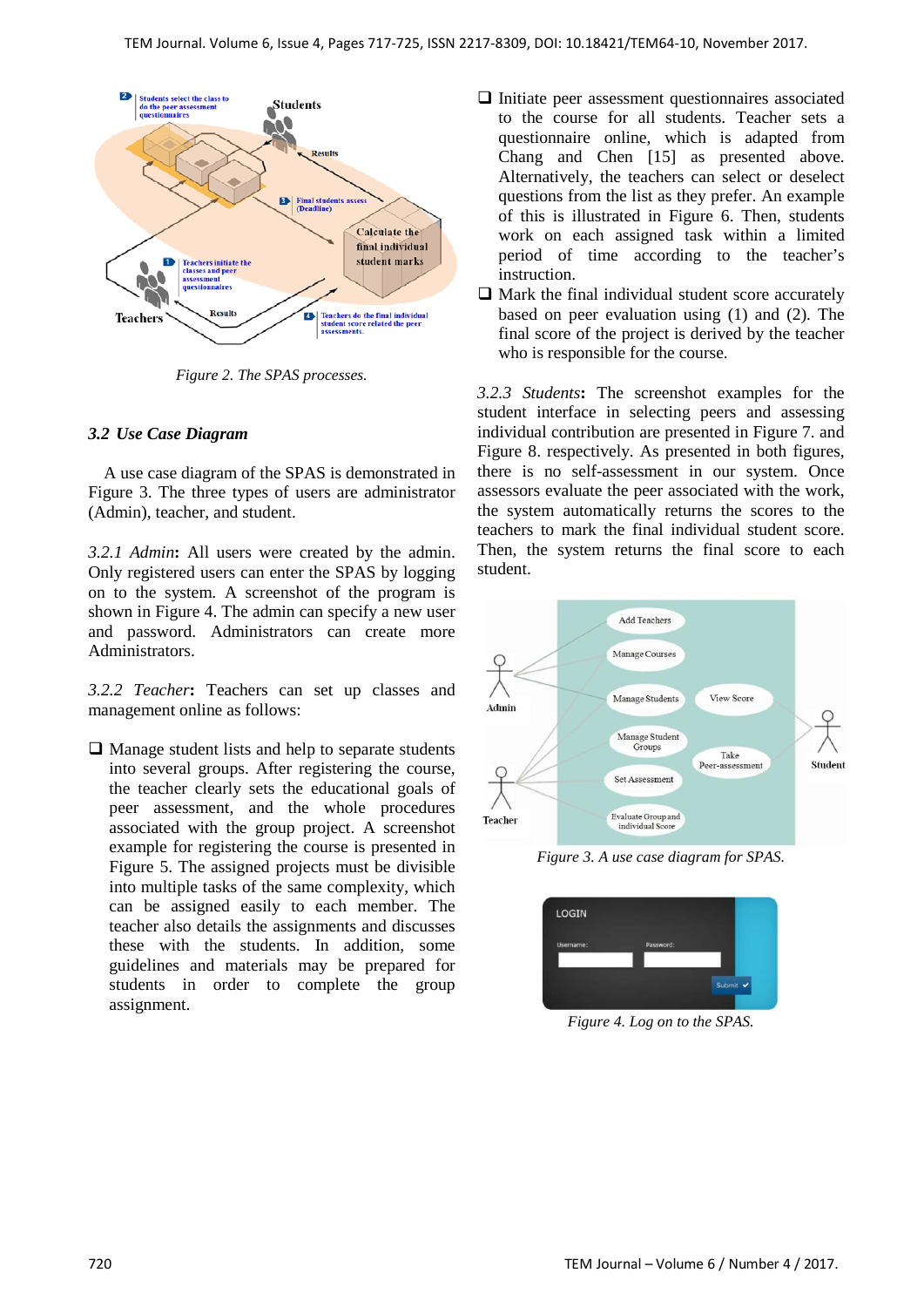Figure 2. The SPAS processes.

### 3.2 Use Case Diagram

A use case diagram of the SPAS is demonstrated in Figure 3. The three types of users are administrator (Admin), teacher, and student.

*3.2.1 Admin*: All users were created by the admin. Only registered users can enter the SPAS by logging on to the system. A screenshot of the program is shown in Figure 4. The admin can specify a new user and password. Administrators can create more Administrators.

*3.2.2 Teacher*: Teachers can set up classes and management online as follows:

- Manage student lists and help to separate students into several groups. After registering the course, the teacher clearly sets the educational goals of peer assessment, and the whole procedures associated with the group project. A screenshot example for registering the course is presented in Figure 5. The assigned projects must be divisible into multiple tasks of the same complexity, which can be assigned easily to each member. The teacher also details the assignments and discusses these with the students. In addition, some guidelines and materials may be prepared for students in order to complete the group assignment.
- Initiate peer assessment questionnaires associated to the course for all students. Teacher sets a questionnaire online, which is adapted from Chang and Chen [15] as presented above. Alternatively, the teachers can select or deselect questions from the list as they prefer. An example of this is illustrated in Figure 6. Then, students work on each assigned task within a limited period of time according to the teacher's instruction.
- Mark the final individual student score accurately based on peer evaluation using (1) and (2). The final score of the project is derived by the teacher who is responsible for the course.

*3.2.3 Students*: The screenshot examples for the student interface in selecting peers and assessing individual contribution are presented in Figure 7. and Figure 8. respectively. As presented in both figures, there is no self-assessment in our system. Once assessors evaluate the peer associated with the work, the system automatically returns the scores to the teachers to mark the final individual student score. Then, the system returns the final score to each student.

Figure 3. A use case diagram for SPAS.

Figure 4. Log on to the SPAS.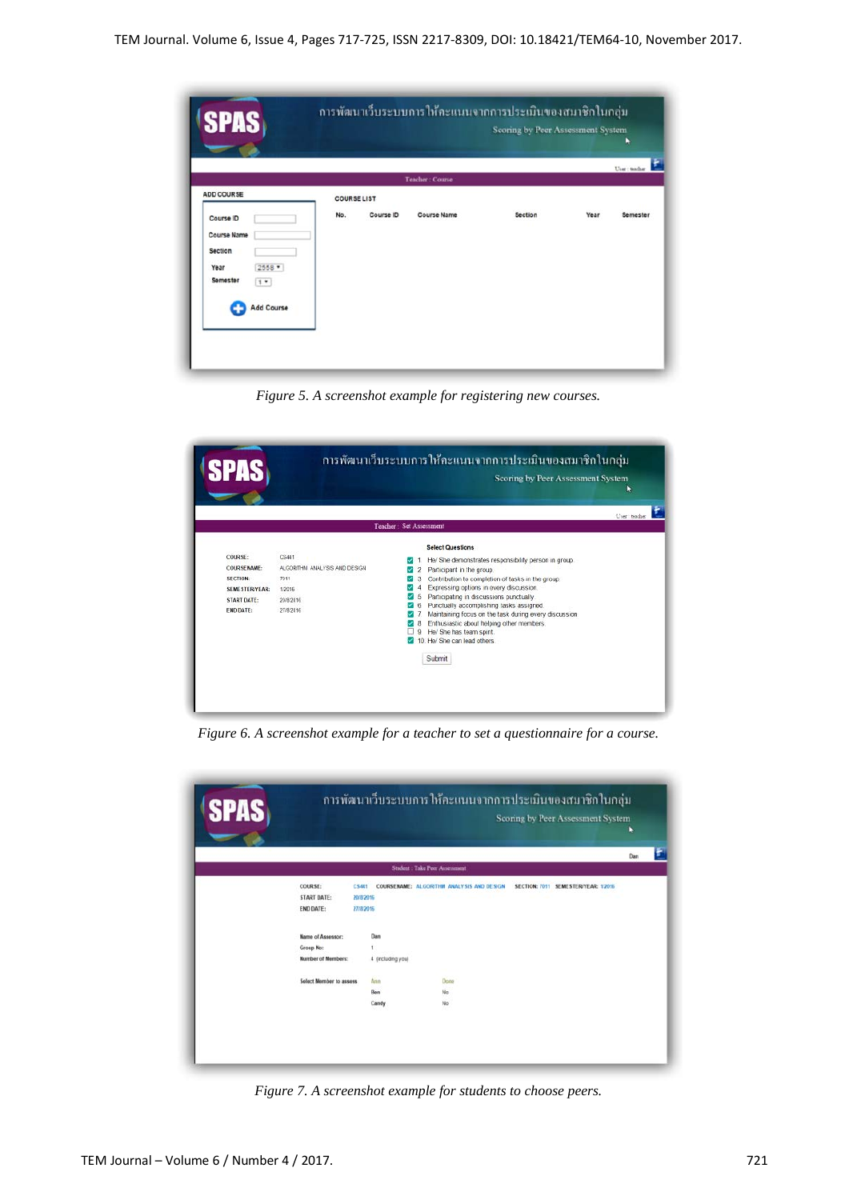*Figure 5. A screenshot example for registering new courses.*

*Figure 6. A screenshot example for a teacher to set a questionnaire for a course.*

*Figure 7. A screenshot example for students to choose peers.*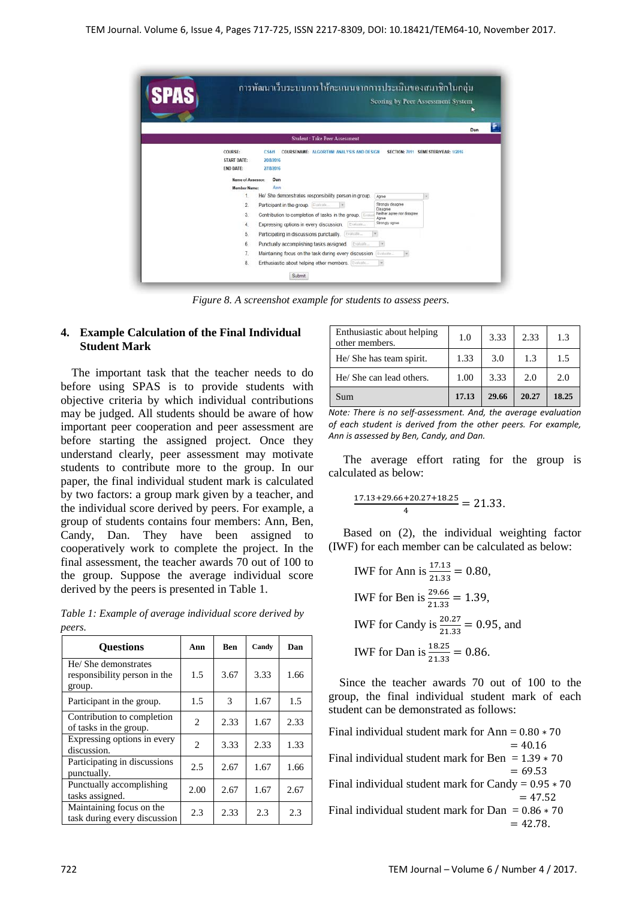Figure 8. A screenshot example for students to assess peers.

## 4. Example Calculation of the Final Individual Student Mark

The important task that the teacher needs to do before using SPAS is to provide students with objective criteria by which individual contributions may be judged. All students should be aware of how important peer cooperation and peer assessment are before starting the assigned project. Once they understand clearly, peer assessment may motivate students to contribute more to the group. In our paper, the final individual student mark is calculated by two factors: a group mark given by a teacher, and the individual score derived by peers. For example, a group of students contains four members: Ann, Ben, Candy, Dan. They have been assigned to cooperatively work to complete the project. In the final assessment, the teacher awards 70 out of 100 to the group. Suppose the average individual score derived by the peers is presented in Table 1.

*Table 1: Example of average individual score derived by peers.*

| Questions | Ann | Ben | Candy | Dan |
|---|---|---|---|---|
| He/ She demonstrates responsibility person in the group. | 1.5 | 3.67 | 3.33 | 1.66 |
| Participant in the group. | 1.5 | 3 | 1.67 | 1.5 |
| Contribution to completion of tasks in the group. | 2 | 2.33 | 1.67 | 2.33 |
| Expressing options in every discussion. | 2 | 3.33 | 2.33 | 1.33 |
| Participating in discussions punctually. | 2.5 | 2.67 | 1.67 | 1.66 |
| Punctually accomplishing tasks assigned. | 2.00 | 2.67 | 1.67 | 2.67 |
| Maintaining focus on the task during every discussion | 2.3 | 2.33 | 2.3 | 2.3 |
| Enthusiastic about helping other members. | 1.0 | 3.33 | 2.33 | 1.3 |
| He/ She has team spirit. | 1.33 | 3.0 | 1.3 | 1.5 |
| He/ She can lead others. | 1.00 | 3.33 | 2.0 | 2.0 |
| Sum | **17.13** | **29.66** | **20.27** | **18.25** |

*Note: There is no self-assessment. And, the average evaluation of each student is derived from the other peers. For example, Ann is assessed by Ben, Candy, and Dan.*

The average effort rating for the group is calculated as below:

$$\frac{17.13+29.66+20.27+18.25}{4} = 21.33.$$

Based on (2), the individual weighting factor (IWF) for each member can be calculated as below:

IWF for Ann is $\frac{17.13}{21.33} = 0.80$,

IWF for Ben is $\frac{29.66}{21.33} = 1.39$,

IWF for Candy is $\frac{20.27}{21.33} = 0.95$, and

IWF for Dan is $\frac{18.25}{21.33} = 0.86$.

Since the teacher awards 70 out of 100 to the group, the final individual student mark of each student can be demonstrated as follows:

Final individual student mark for Ann $= 0.80 * 70 = 40.16$

Final individual student mark for Ben $= 1.39 * 70 = 69.53$

Final individual student mark for Candy $= 0.95 * 70 = 47.52$

Final individual student mark for Dan $= 0.86 * 70 = 42.78$.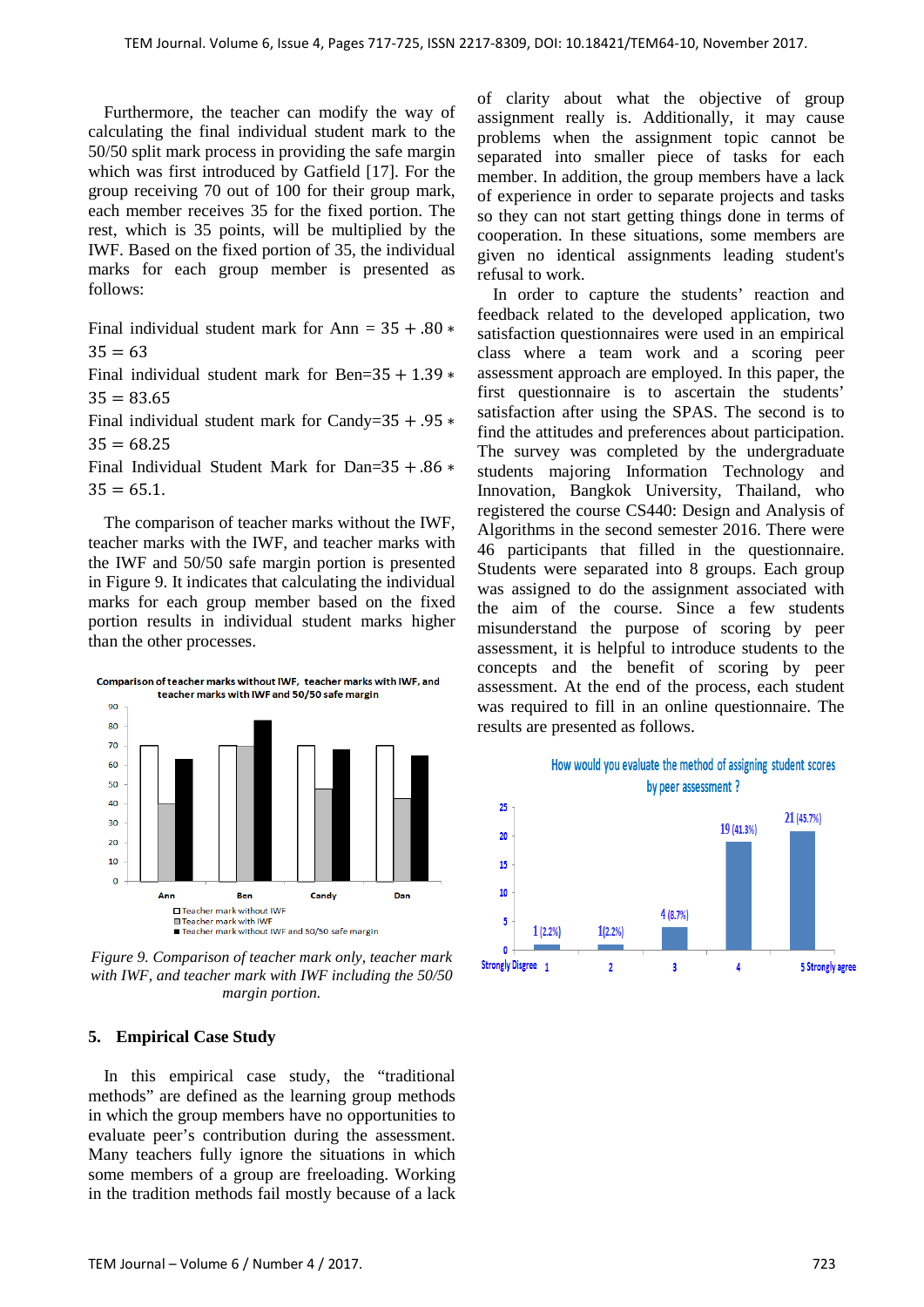Furthermore, the teacher can modify the way of calculating the final individual student mark to the 50/50 split mark process in providing the safe margin which was first introduced by Gatfield [17]. For the group receiving 70 out of 100 for their group mark, each member receives 35 for the fixed portion. The rest, which is 35 points, will be multiplied by the IWF. Based on the fixed portion of 35, the individual marks for each group member is presented as follows:

Final individual student mark for Ann $= 35 + .80 * 35 = 63$

Final individual student mark for Ben$=35 + 1.39 * 35 = 83.65$

Final individual student mark for Candy$=35 + .95 * 35 = 68.25$

Final Individual Student Mark for Dan$=35 + .86 * 35 = 65.1$.

The comparison of teacher marks without the IWF, teacher marks with the IWF, and teacher marks with the IWF and 50/50 safe margin portion is presented in Figure 9. It indicates that calculating the individual marks for each group member based on the fixed portion results in individual student marks higher than the other processes.

*Figure 9. Comparison of teacher mark only, teacher mark with IWF, and teacher mark with IWF including the 50/50 margin portion.*

## 5. Empirical Case Study

In this empirical case study, the "traditional methods" are defined as the learning group methods in which the group members have no opportunities to evaluate peer's contribution during the assessment. Many teachers fully ignore the situations in which some members of a group are freeloading. Working in the tradition methods fail mostly because of a lack of clarity about what the objective of group assignment really is. Additionally, it may cause problems when the assignment topic cannot be separated into smaller piece of tasks for each member. In addition, the group members have a lack of experience in order to separate projects and tasks so they can not start getting things done in terms of cooperation. In these situations, some members are given no identical assignments leading student's refusal to work.

In order to capture the students' reaction and feedback related to the developed application, two satisfaction questionnaires were used in an empirical class where a team work and a scoring peer assessment approach are employed. In this paper, the first questionnaire is to ascertain the students' satisfaction after using the SPAS. The second is to find the attitudes and preferences about participation. The survey was completed by the undergraduate students majoring Information Technology and Innovation, Bangkok University, Thailand, who registered the course CS440: Design and Analysis of Algorithms in the second semester 2016. There were 46 participants that filled in the questionnaire. Students were separated into 8 groups. Each group was assigned to do the assignment associated with the aim of the course. Since a few students misunderstand the purpose of scoring by peer assessment, it is helpful to introduce students to the concepts and the benefit of scoring by peer assessment. At the end of the process, each student was required to fill in an online questionnaire. The results are presented as follows: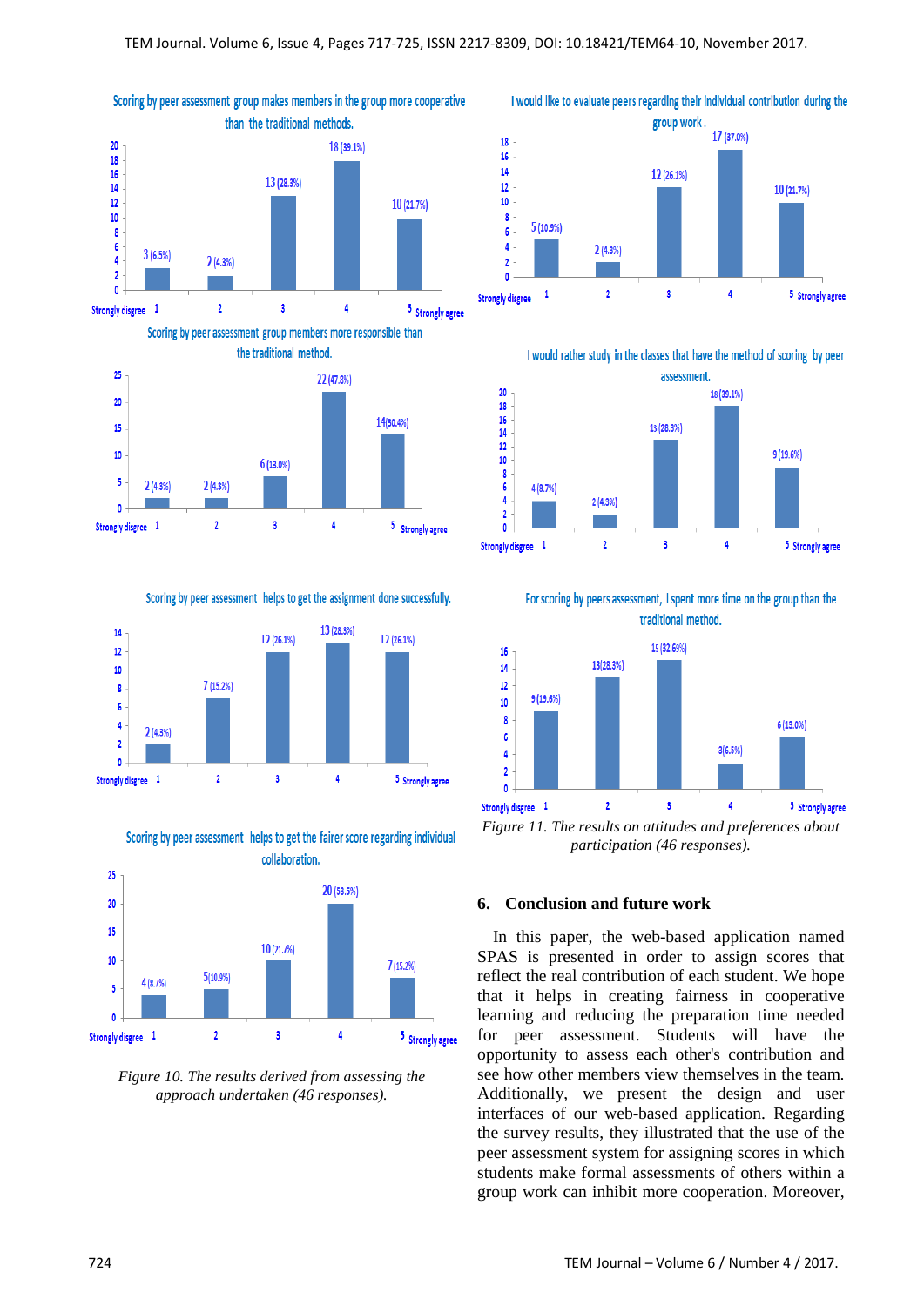Figure 10. The results derived from assessing the approach undertaken (46 responses).

Figure 11. The results on attitudes and preferences about participation (46 responses).

## 6. Conclusion and future work

In this paper, the web-based application named SPAS is presented in order to assign scores that reflect the real contribution of each student. We hope that it helps in creating fairness in cooperative learning and reducing the preparation time needed for peer assessment. Students will have the opportunity to assess each other's contribution and see how other members view themselves in the team. Additionally, we present the design and user interfaces of our web-based application. Regarding the survey results, they illustrated that the use of the peer assessment system for assigning scores in which students make formal assessments of others within a group work can inhibit more cooperation. Moreover,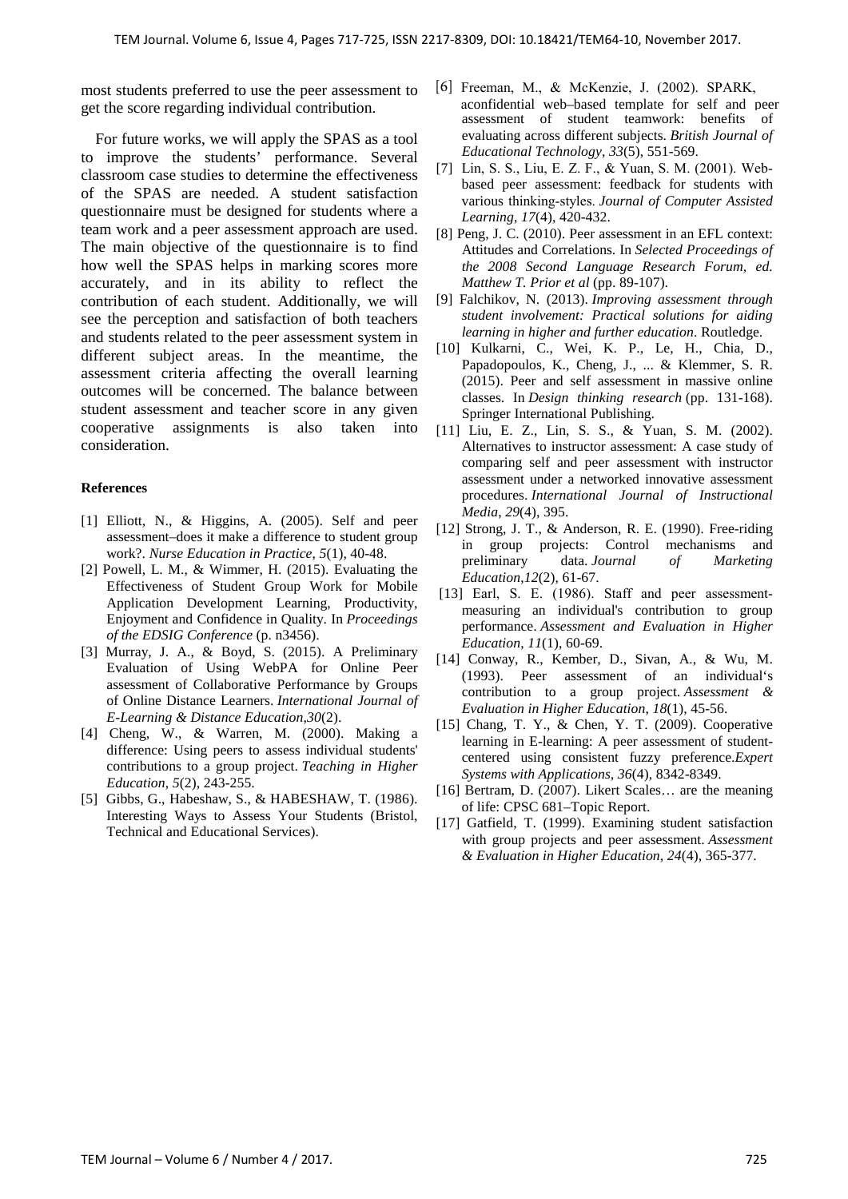most students preferred to use the peer assessment to get the score regarding individual contribution.

For future works, we will apply the SPAS as a tool to improve the students' performance. Several classroom case studies to determine the effectiveness of the SPAS are needed. A student satisfaction questionnaire must be designed for students where a team work and a peer assessment approach are used. The main objective of the questionnaire is to find how well the SPAS helps in marking scores more accurately, and in its ability to reflect the contribution of each student. Additionally, we will see the perception and satisfaction of both teachers and students related to the peer assessment system in different subject areas. In the meantime, the assessment criteria affecting the overall learning outcomes will be concerned. The balance between student assessment and teacher score in any given cooperative assignments is also taken into consideration.

**References**

[1] Elliott, N., & Higgins, A. (2005). Self and peer assessment–does it make a difference to student group work?. *Nurse Education in Practice*, *5*(1), 40-48.

[2] Powell, L. M., & Wimmer, H. (2015). Evaluating the Effectiveness of Student Group Work for Mobile Application Development Learning, Productivity, Enjoyment and Confidence in Quality. In *Proceedings of the EDSIG Conference* (p. n3456).

[3] Murray, J. A., & Boyd, S. (2015). A Preliminary Evaluation of Using WebPA for Online Peer assessment of Collaborative Performance by Groups of Online Distance Learners. *International Journal of E-Learning & Distance Education*,*30*(2).

[4] Cheng, W., & Warren, M. (2000). Making a difference: Using peers to assess individual students' contributions to a group project. *Teaching in Higher Education*, *5*(2), 243-255.

[5] Gibbs, G., Habeshaw, S., & HABESHAW, T. (1986). Interesting Ways to Assess Your Students (Bristol, Technical and Educational Services).

[6] Freeman, M., & McKenzie, J. (2002). SPARK, aconfidential web–based template for self and peer assessment of student teamwork: benefits of evaluating across different subjects. *British Journal of Educational Technology*, *33*(5), 551-569.

[7] Lin, S. S., Liu, E. Z. F., & Yuan, S. M. (2001). Web-based peer assessment: feedback for students with various thinking-styles. *Journal of Computer Assisted Learning*, *17*(4), 420-432.

[8] Peng, J. C. (2010). Peer assessment in an EFL context: Attitudes and Correlations. In *Selected Proceedings of the 2008 Second Language Research Forum, ed. Matthew T. Prior et al* (pp. 89-107).

[9] Falchikov, N. (2013). *Improving assessment through student involvement: Practical solutions for aiding learning in higher and further education*. Routledge.

[10] Kulkarni, C., Wei, K. P., Le, H., Chia, D., Papadopoulos, K., Cheng, J., ... & Klemmer, S. R. (2015). Peer and self assessment in massive online classes. In *Design thinking research* (pp. 131-168). Springer International Publishing.

[11] Liu, E. Z., Lin, S. S., & Yuan, S. M. (2002). Alternatives to instructor assessment: A case study of comparing self and peer assessment with instructor assessment under a networked innovative assessment procedures. *International Journal of Instructional Media*, *29*(4), 395.

[12] Strong, J. T., & Anderson, R. E. (1990). Free-riding in group projects: Control mechanisms and preliminary data. *Journal of Marketing Education*,*12*(2), 61-67.

[13] Earl, S. E. (1986). Staff and peer assessment-measuring an individual's contribution to group performance. *Assessment and Evaluation in Higher Education*, *11*(1), 60-69.

[14] Conway, R., Kember, D., Sivan, A., & Wu, M. (1993). Peer assessment of an individual's contribution to a group project. *Assessment & Evaluation in Higher Education*, *18*(1), 45-56.

[15] Chang, T. Y., & Chen, Y. T. (2009). Cooperative learning in E-learning: A peer assessment of student-centered using consistent fuzzy preference.*Expert Systems with Applications*, *36*(4), 8342-8349.

[16] Bertram, D. (2007). Likert Scales… are the meaning of life: CPSC 681–Topic Report.

[17] Gatfield, T. (1999). Examining student satisfaction with group projects and peer assessment. *Assessment & Evaluation in Higher Education*, *24*(4), 365-377.